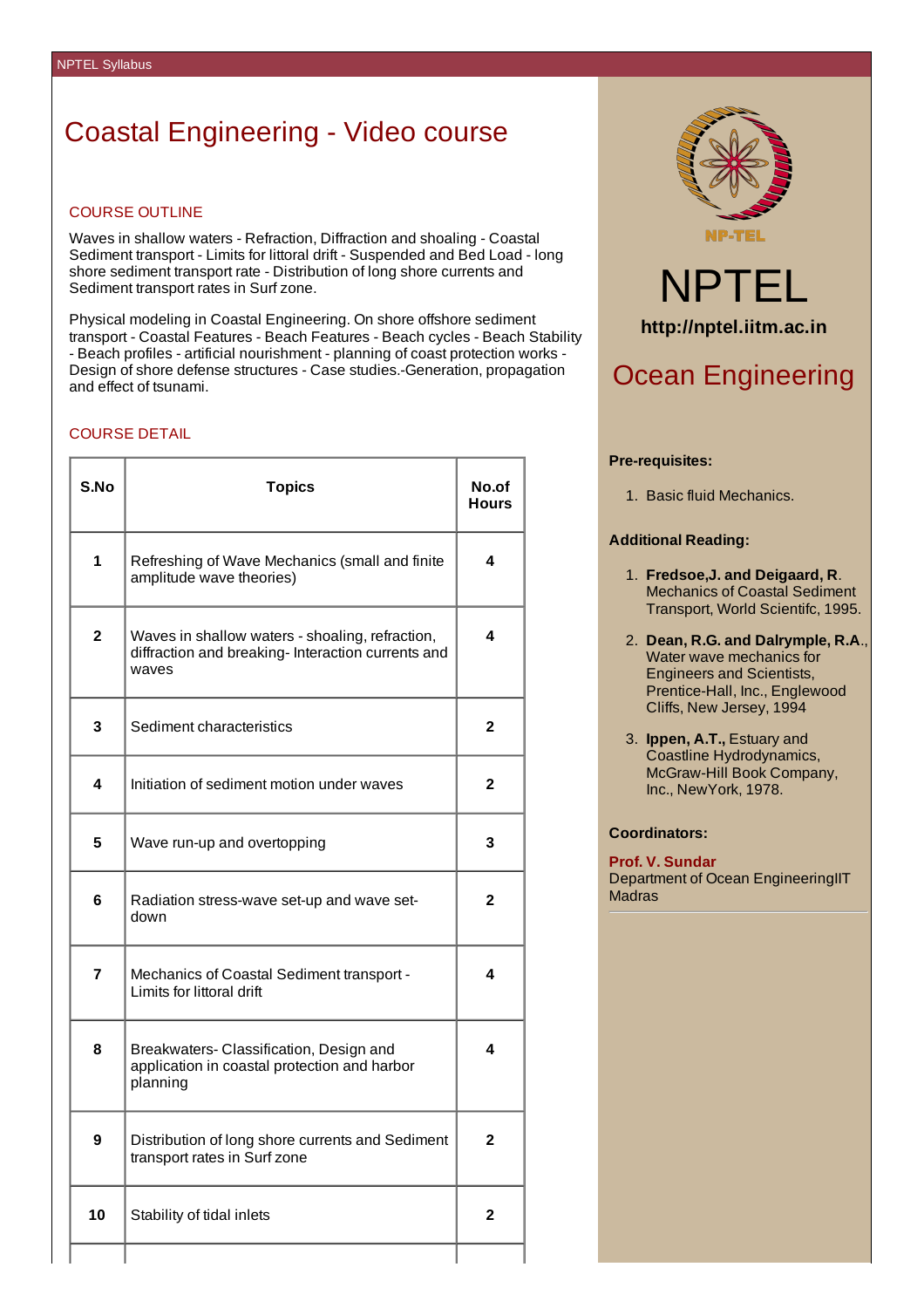# Coastal Engineering - Video course

## COURSE OUTLINE

Waves in shallow waters - Refraction, Diffraction and shoaling - Coastal Sediment transport - Limits for littoral drift - Suspended and Bed Load - long shore sediment transport rate - Distribution of long shore currents and Sediment transport rates in Surf zone.

Physical modeling in Coastal Engineering. On shore offshore sediment transport - Coastal Features - Beach Features - Beach cycles - Beach Stability - Beach profiles - artificial nourishment - planning of coast protection works - Design of shore defense structures - Case studies.-Generation, propagation and effect of tsunami.

## COURSE DETAIL

| S.No | Topics | No.of Hours |
|---|---|---|
| 1 | Refreshing of Wave Mechanics (small and finite amplitude wave theories) | 4 |
| 2 | Waves in shallow waters - shoaling, refraction, diffraction and breaking- Interaction currents and waves | 4 |
| 3 | Sediment characteristics | 2 |
| 4 | Initiation of sediment motion under waves | 2 |
| 5 | Wave run-up and overtopping | 3 |
| 6 | Radiation stress-wave set-up and wave set-down | 2 |
| 7 | Mechanics of Coastal Sediment transport - Limits for littoral drift | 4 |
| 8 | Breakwaters- Classification, Design and application in coastal protection and harbor planning | 4 |
| 9 | Distribution of long shore currents and Sediment transport rates in Surf zone | 2 |
| 10 | Stability of tidal inlets | 2 |

NP-TEL

NPTEL

**http://nptel.iitm.ac.in**

## Ocean Engineering

**Pre-requisites:**

1. Basic fluid Mechanics.

**Additional Reading:**

1. **Fredsoe,J. and Deigaard, R**. Mechanics of Coastal Sediment Transport, World Scientifc, 1995.
2. **Dean, R.G. and Dalrymple, R.A**., Water wave mechanics for Engineers and Scientists, Prentice-Hall, Inc., Englewood Cliffs, New Jersey, 1994
3. **Ippen, A.T.,** Estuary and Coastline Hydrodynamics, McGraw-Hill Book Company, Inc., NewYork, 1978.

**Coordinators:**

**Prof. V. Sundar**
Department of Ocean EngineeringIIT Madras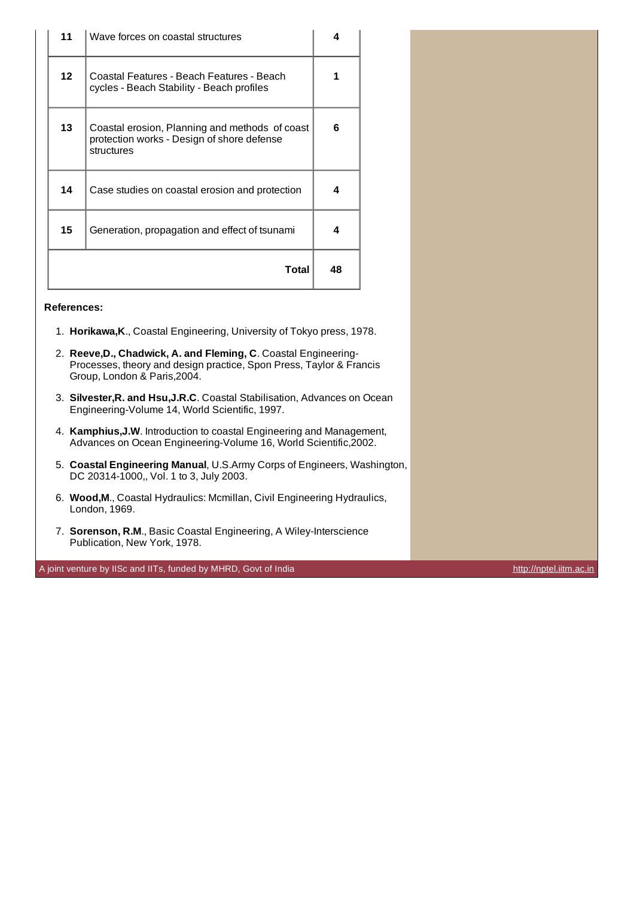| | | |
|---|---|---|
| **11** | Wave forces on coastal structures | **4** |
| **12** | Coastal Features - Beach Features - Beach cycles - Beach Stability - Beach profiles | **1** |
| **13** | Coastal erosion, Planning and methods of coast protection works - Design of shore defense structures | **6** |
| **14** | Case studies on coastal erosion and protection | **4** |
| **15** | Generation, propagation and effect of tsunami | **4** |
| | **Total** | **48** |

**References:**

1. **Horikawa,K**., Coastal Engineering, University of Tokyo press, 1978.
2. **Reeve,D., Chadwick, A. and Fleming, C**. Coastal Engineering-Processes, theory and design practice, Spon Press, Taylor & Francis Group, London & Paris,2004.
3. **Silvester,R. and Hsu,J.R.C**. Coastal Stabilisation, Advances on Ocean Engineering-Volume 14, World Scientific, 1997.
4. **Kamphius,J.W**. Introduction to coastal Engineering and Management, Advances on Ocean Engineering-Volume 16, World Scientific,2002.
5. **Coastal Engineering Manual**, U.S.Army Corps of Engineers, Washington, DC 20314-1000,, Vol. 1 to 3, July 2003.
6. **Wood,M**., Coastal Hydraulics: Mcmillan, Civil Engineering Hydraulics, London, 1969.
7. **Sorenson, R.M**., Basic Coastal Engineering, A Wiley-Interscience Publication, New York, 1978.